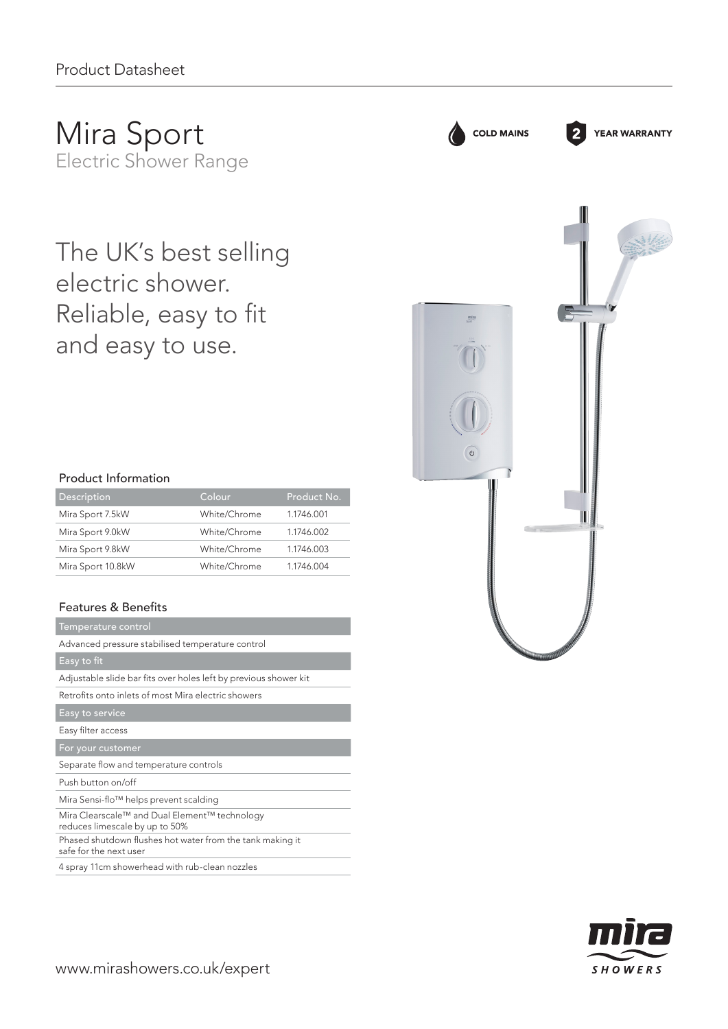Product Datasheet

# Mira Sport

Electric Shower Range

COLD MAINS

2 YEAR WARRANTY

## The UK's best selling electric shower. Reliable, easy to fit and easy to use.

### Product Information

| Description | Colour | Product No. |
|---|---|---|
| Mira Sport 7.5kW | White/Chrome | 1.1746.001 |
| Mira Sport 9.0kW | White/Chrome | 1.1746.002 |
| Mira Sport 9.8kW | White/Chrome | 1.1746.003 |
| Mira Sport 10.8kW | White/Chrome | 1.1746.004 |

### Features & Benefits

| Temperature control |
|---|
| Advanced pressure stabilised temperature control |
| **Easy to fit** |
| Adjustable slide bar fits over holes left by previous shower kit |
| Retrofits onto inlets of most Mira electric showers |
| **Easy to service** |
| Easy filter access |
| **For your customer** |
| Separate flow and temperature controls |
| Push button on/off |
| Mira Sensi-flo™ helps prevent scalding |
| Mira Clearscale™ and Dual Element™ technology reduces limescale by up to 50% |
| Phased shutdown flushes hot water from the tank making it safe for the next user |
| 4 spray 11cm showerhead with rub-clean nozzles |

www.mirashowers.co.uk/expert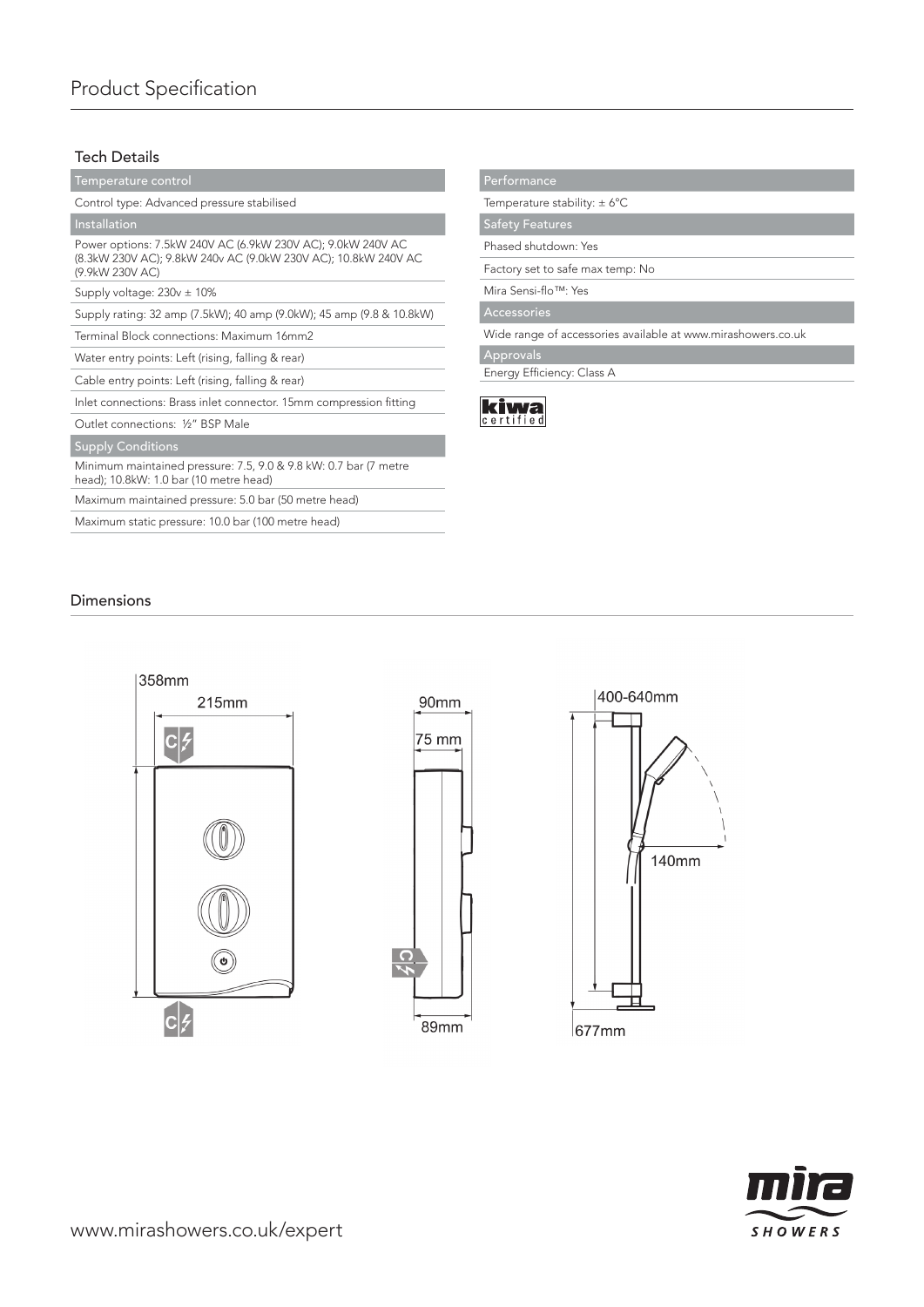# Product Specification

## Tech Details

| Temperature control |
|---|
| Control type: Advanced pressure stabilised |

| Installation |
|---|
| Power options: 7.5kW 240V AC (6.9kW 230V AC); 9.0kW 240V AC (8.3kW 230V AC); 9.8kW 240v AC (9.0kW 230V AC); 10.8kW 240V AC (9.9kW 230V AC) |
| Supply voltage: 230v ± 10% |
| Supply rating: 32 amp (7.5kW); 40 amp (9.0kW); 45 amp (9.8 & 10.8kW) |
| Terminal Block connections: Maximum 16mm2 |
| Water entry points: Left (rising, falling & rear) |
| Cable entry points: Left (rising, falling & rear) |
| Inlet connections: Brass inlet connector. 15mm compression fitting |
| Outlet connections: ½" BSP Male |

| Supply Conditions |
|---|
| Minimum maintained pressure: 7.5, 9.0 & 9.8 kW: 0.7 bar (7 metre head); 10.8kW: 1.0 bar (10 metre head) |
| Maximum maintained pressure: 5.0 bar (50 metre head) |
| Maximum static pressure: 10.0 bar (100 metre head) |

| Performance |
|---|
| Temperature stability: ± 6°C |

| Safety Features |
|---|
| Phased shutdown: Yes |
| Factory set to safe max temp: No |
| Mira Sensi-flo™: Yes |

| Accessories |
|---|
| Wide range of accessories available at www.mirashowers.co.uk |

| Approvals |
|---|
| Energy Efficiency: Class A |

kiwa certified

## Dimensions

358mm
215mm

90mm
75 mm
89mm

400-640mm
140mm
677mm

www.mirashowers.co.uk/expert